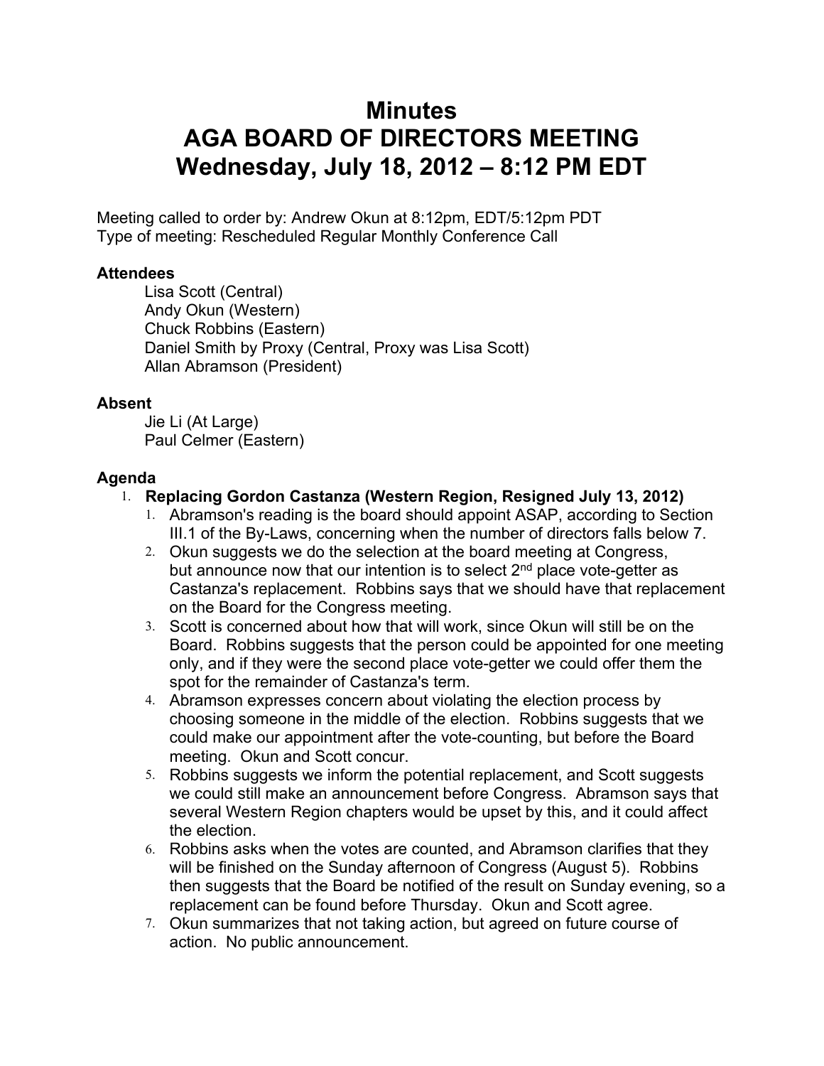# Minutes
# AGA BOARD OF DIRECTORS MEETING
# Wednesday, July 18, 2012 – 8:12 PM EDT

Meeting called to order by: Andrew Okun at 8:12pm, EDT/5:12pm PDT
Type of meeting: Rescheduled Regular Monthly Conference Call

**Attendees**

- Lisa Scott (Central)
- Andy Okun (Western)
- Chuck Robbins (Eastern)
- Daniel Smith by Proxy (Central, Proxy was Lisa Scott)
- Allan Abramson (President)

**Absent**

- Jie Li (At Large)
- Paul Celmer (Eastern)

**Agenda**

1. **Replacing Gordon Castanza (Western Region, Resigned July 13, 2012)**
   1. Abramson's reading is the board should appoint ASAP, according to Section III.1 of the By-Laws, concerning when the number of directors falls below 7.
   2. Okun suggests we do the selection at the board meeting at Congress, but announce now that our intention is to select 2nd place vote-getter as Castanza's replacement. Robbins says that we should have that replacement on the Board for the Congress meeting.
   3. Scott is concerned about how that will work, since Okun will still be on the Board. Robbins suggests that the person could be appointed for one meeting only, and if they were the second place vote-getter we could offer them the spot for the remainder of Castanza's term.
   4. Abramson expresses concern about violating the election process by choosing someone in the middle of the election. Robbins suggests that we could make our appointment after the vote-counting, but before the Board meeting. Okun and Scott concur.
   5. Robbins suggests we inform the potential replacement, and Scott suggests we could still make an announcement before Congress. Abramson says that several Western Region chapters would be upset by this, and it could affect the election.
   6. Robbins asks when the votes are counted, and Abramson clarifies that they will be finished on the Sunday afternoon of Congress (August 5). Robbins then suggests that the Board be notified of the result on Sunday evening, so a replacement can be found before Thursday. Okun and Scott agree.
   7. Okun summarizes that not taking action, but agreed on future course of action. No public announcement.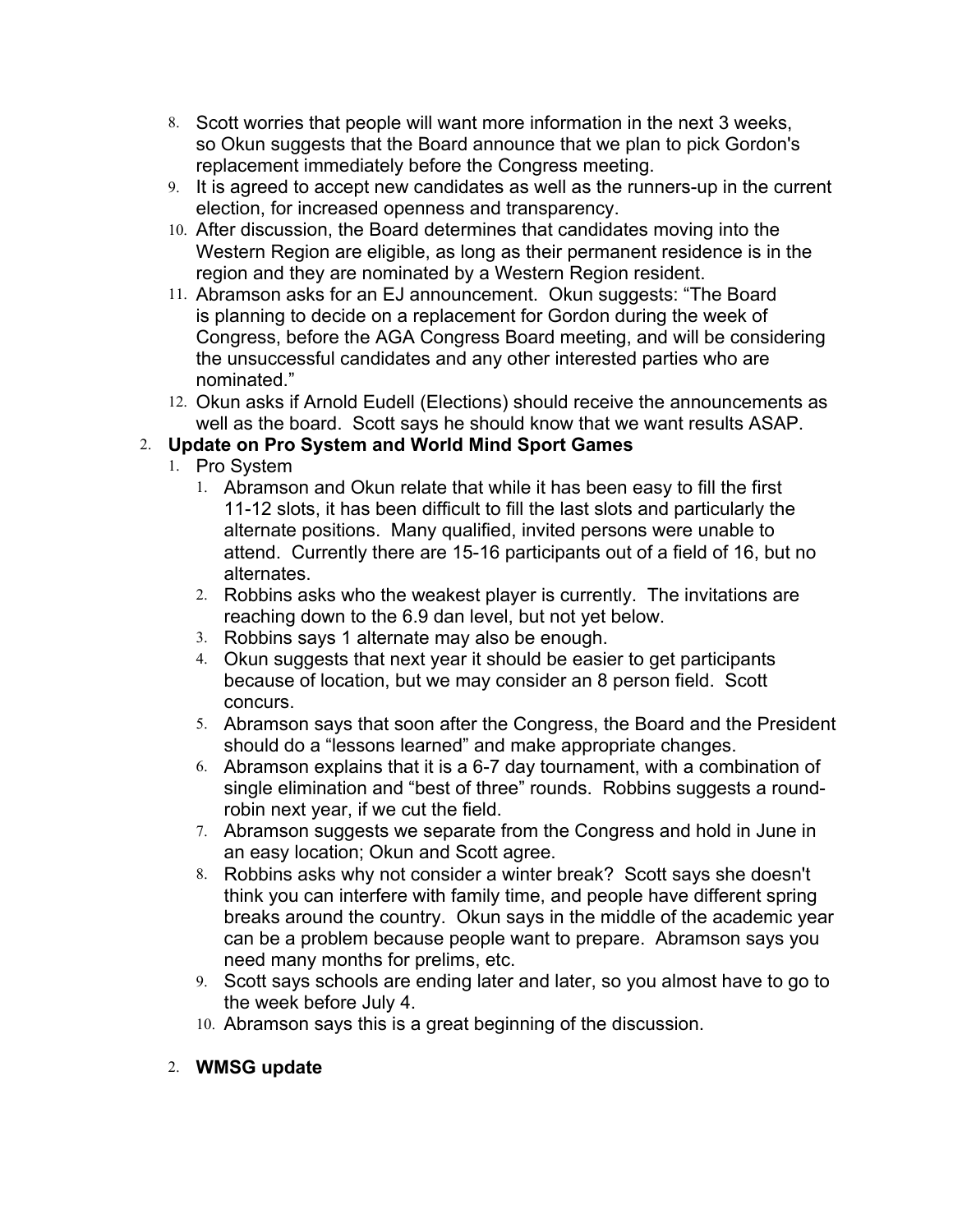8. Scott worries that people will want more information in the next 3 weeks, so Okun suggests that the Board announce that we plan to pick Gordon's replacement immediately before the Congress meeting.
9. It is agreed to accept new candidates as well as the runners-up in the current election, for increased openness and transparency.
10. After discussion, the Board determines that candidates moving into the Western Region are eligible, as long as their permanent residence is in the region and they are nominated by a Western Region resident.
11. Abramson asks for an EJ announcement. Okun suggests: "The Board is planning to decide on a replacement for Gordon during the week of Congress, before the AGA Congress Board meeting, and will be considering the unsuccessful candidates and any other interested parties who are nominated."
12. Okun asks if Arnold Eudell (Elections) should receive the announcements as well as the board. Scott says he should know that we want results ASAP.

2. **Update on Pro System and World Mind Sport Games**
   1. Pro System
      1. Abramson and Okun relate that while it has been easy to fill the first 11-12 slots, it has been difficult to fill the last slots and particularly the alternate positions. Many qualified, invited persons were unable to attend. Currently there are 15-16 participants out of a field of 16, but no alternates.
      2. Robbins asks who the weakest player is currently. The invitations are reaching down to the 6.9 dan level, but not yet below.
      3. Robbins says 1 alternate may also be enough.
      4. Okun suggests that next year it should be easier to get participants because of location, but we may consider an 8 person field. Scott concurs.
      5. Abramson says that soon after the Congress, the Board and the President should do a "lessons learned" and make appropriate changes.
      6. Abramson explains that it is a 6-7 day tournament, with a combination of single elimination and "best of three" rounds. Robbins suggests a round-robin next year, if we cut the field.
      7. Abramson suggests we separate from the Congress and hold in June in an easy location; Okun and Scott agree.
      8. Robbins asks why not consider a winter break? Scott says she doesn't think you can interfere with family time, and people have different spring breaks around the country. Okun says in the middle of the academic year can be a problem because people want to prepare. Abramson says you need many months for prelims, etc.
      9. Scott says schools are ending later and later, so you almost have to go to the week before July 4.
      10. Abramson says this is a great beginning of the discussion.

   2. **WMSG update**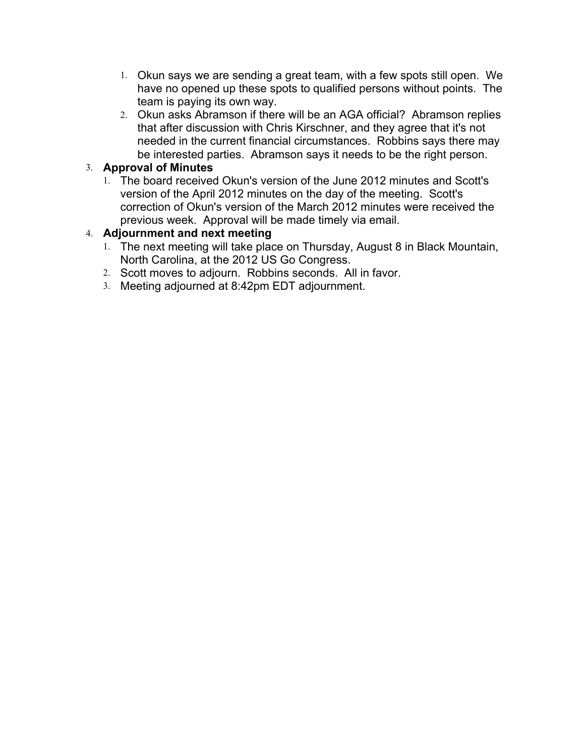1. Okun says we are sending a great team, with a few spots still open. We have no opened up these spots to qualified persons without points. The team is paying its own way.
2. Okun asks Abramson if there will be an AGA official? Abramson replies that after discussion with Chris Kirschner, and they agree that it's not needed in the current financial circumstances. Robbins says there may be interested parties. Abramson says it needs to be the right person.

3. **Approval of Minutes**
   1. The board received Okun's version of the June 2012 minutes and Scott's version of the April 2012 minutes on the day of the meeting. Scott's correction of Okun's version of the March 2012 minutes were received the previous week. Approval will be made timely via email.
4. **Adjournment and next meeting**
   1. The next meeting will take place on Thursday, August 8 in Black Mountain, North Carolina, at the 2012 US Go Congress.
   2. Scott moves to adjourn. Robbins seconds. All in favor.
   3. Meeting adjourned at 8:42pm EDT adjournment.